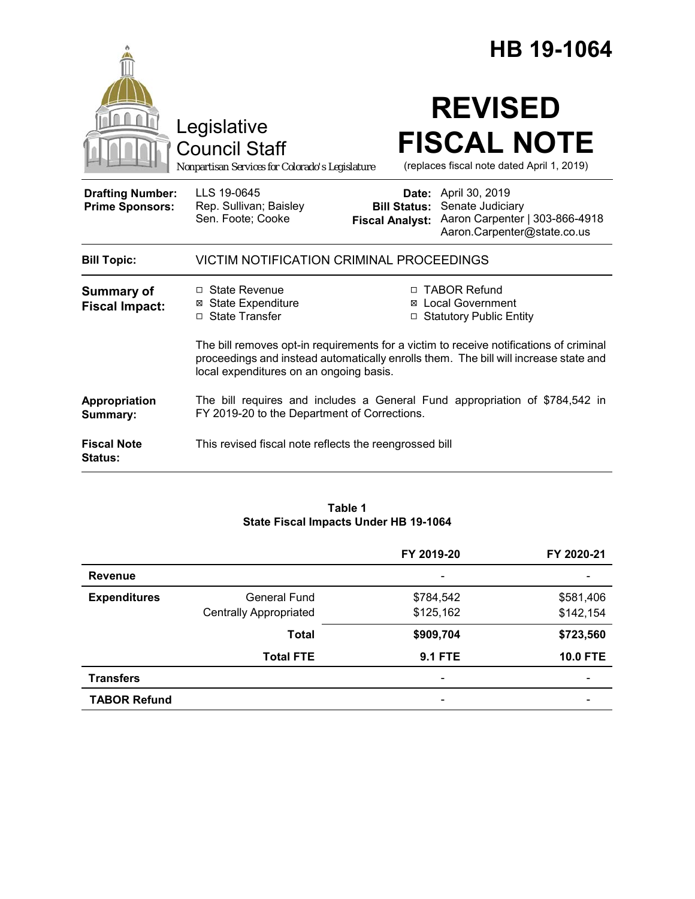# HB 19-1064

Legislative Council Staff

*Nonpartisan Services for Colorado's Legislature*

# REVISED FISCAL NOTE

(replaces fiscal note dated April 1, 2019)

| | | | |
|---|---|---|---|
| **Drafting Number:** | LLS 19-0645 | **Date:** | April 30, 2019 |
| **Prime Sponsors:** | Rep. Sullivan; Baisley<br>Sen. Foote; Cooke | **Bill Status:** | Senate Judiciary |
| | | **Fiscal Analyst:** | Aaron Carpenter \| 303-866-4918<br>Aaron.Carpenter@state.co.us |

**Bill Topic:** VICTIM NOTIFICATION CRIMINAL PROCEEDINGS

**Summary of Fiscal Impact:**

- ☐ State Revenue
- ☒ State Expenditure
- ☐ State Transfer
- ☐ TABOR Refund
- ☒ Local Government
- ☐ Statutory Public Entity

The bill removes opt-in requirements for a victim to receive notifications of criminal proceedings and instead automatically enrolls them. The bill will increase state and local expenditures on an ongoing basis.

**Appropriation Summary:** The bill requires and includes a General Fund appropriation of $784,542 in FY 2019-20 to the Department of Corrections.

**Fiscal Note Status:** This revised fiscal note reflects the reengrossed bill

**Table 1**
**State Fiscal Impacts Under HB 19-1064**

| | | FY 2019-20 | FY 2020-21 |
|---|---|---|---|
| **Revenue** | | - | - |
| **Expenditures** | General Fund | $784,542 | $581,406 |
| | Centrally Appropriated | $125,162 | $142,154 |
| | **Total** | **$909,704** | **$723,560** |
| | **Total FTE** | **9.1 FTE** | **10.0 FTE** |
| **Transfers** | | - | - |
| **TABOR Refund** | | - | - |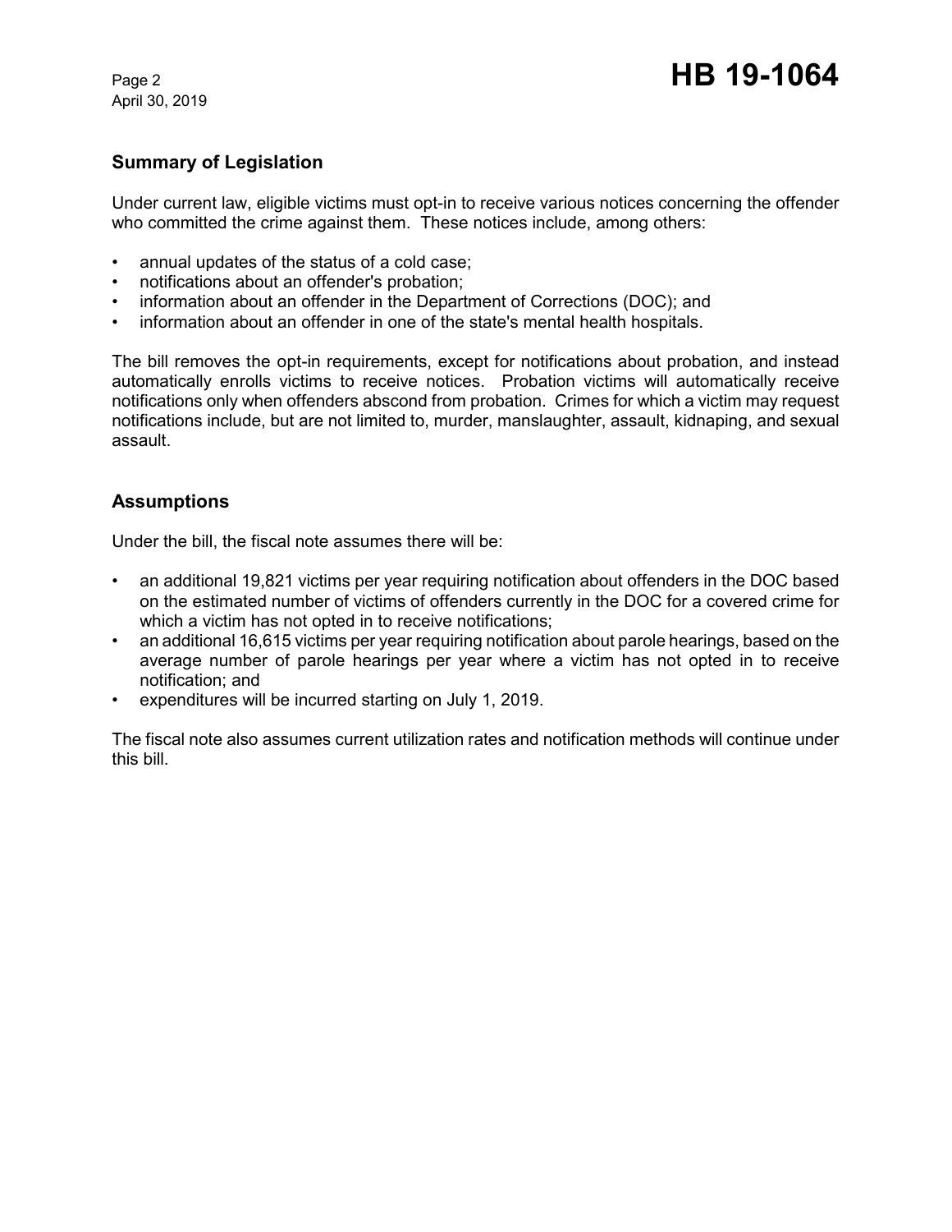## Summary of Legislation

Under current law, eligible victims must opt-in to receive various notices concerning the offender who committed the crime against them. These notices include, among others:

- annual updates of the status of a cold case;
- notifications about an offender's probation;
- information about an offender in the Department of Corrections (DOC); and
- information about an offender in one of the state's mental health hospitals.

The bill removes the opt-in requirements, except for notifications about probation, and instead automatically enrolls victims to receive notices. Probation victims will automatically receive notifications only when offenders abscond from probation. Crimes for which a victim may request notifications include, but are not limited to, murder, manslaughter, assault, kidnaping, and sexual assault.

## Assumptions

Under the bill, the fiscal note assumes there will be:

- an additional 19,821 victims per year requiring notification about offenders in the DOC based on the estimated number of victims of offenders currently in the DOC for a covered crime for which a victim has not opted in to receive notifications;
- an additional 16,615 victims per year requiring notification about parole hearings, based on the average number of parole hearings per year where a victim has not opted in to receive notification; and
- expenditures will be incurred starting on July 1, 2019.

The fiscal note also assumes current utilization rates and notification methods will continue under this bill.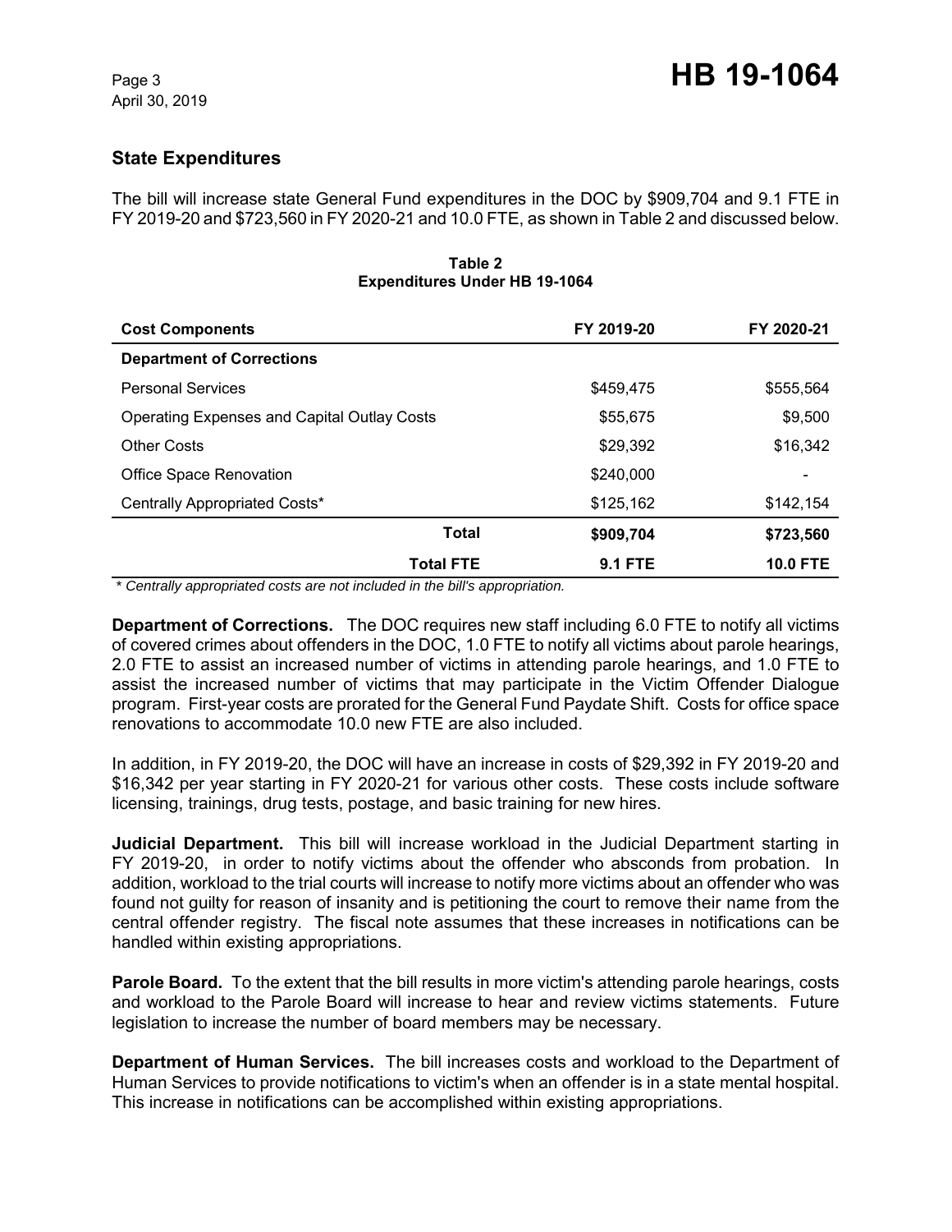## State Expenditures

The bill will increase state General Fund expenditures in the DOC by $909,704 and 9.1 FTE in FY 2019-20 and $723,560 in FY 2020-21 and 10.0 FTE, as shown in Table 2 and discussed below.

**Table 2**
**Expenditures Under HB 19-1064**

| Cost Components | FY 2019-20 | FY 2020-21 |
|---|---|---|
| **Department of Corrections** | | |
| Personal Services | $459,475 | $555,564 |
| Operating Expenses and Capital Outlay Costs | $55,675 | $9,500 |
| Other Costs | $29,392 | $16,342 |
| Office Space Renovation | $240,000 | - |
| Centrally Appropriated Costs* | $125,162 | $142,154 |
| **Total** | **$909,704** | **$723,560** |
| **Total FTE** | **9.1 FTE** | **10.0 FTE** |

*\* Centrally appropriated costs are not included in the bill's appropriation.*

**Department of Corrections.** The DOC requires new staff including 6.0 FTE to notify all victims of covered crimes about offenders in the DOC, 1.0 FTE to notify all victims about parole hearings, 2.0 FTE to assist an increased number of victims in attending parole hearings, and 1.0 FTE to assist the increased number of victims that may participate in the Victim Offender Dialogue program. First-year costs are prorated for the General Fund Paydate Shift. Costs for office space renovations to accommodate 10.0 new FTE are also included.

In addition, in FY 2019-20, the DOC will have an increase in costs of $29,392 in FY 2019-20 and $16,342 per year starting in FY 2020-21 for various other costs. These costs include software licensing, trainings, drug tests, postage, and basic training for new hires.

**Judicial Department.** This bill will increase workload in the Judicial Department starting in FY 2019-20, in order to notify victims about the offender who absconds from probation. In addition, workload to the trial courts will increase to notify more victims about an offender who was found not guilty for reason of insanity and is petitioning the court to remove their name from the central offender registry. The fiscal note assumes that these increases in notifications can be handled within existing appropriations.

**Parole Board.** To the extent that the bill results in more victim's attending parole hearings, costs and workload to the Parole Board will increase to hear and review victims statements. Future legislation to increase the number of board members may be necessary.

**Department of Human Services.** The bill increases costs and workload to the Department of Human Services to provide notifications to victim's when an offender is in a state mental hospital. This increase in notifications can be accomplished within existing appropriations.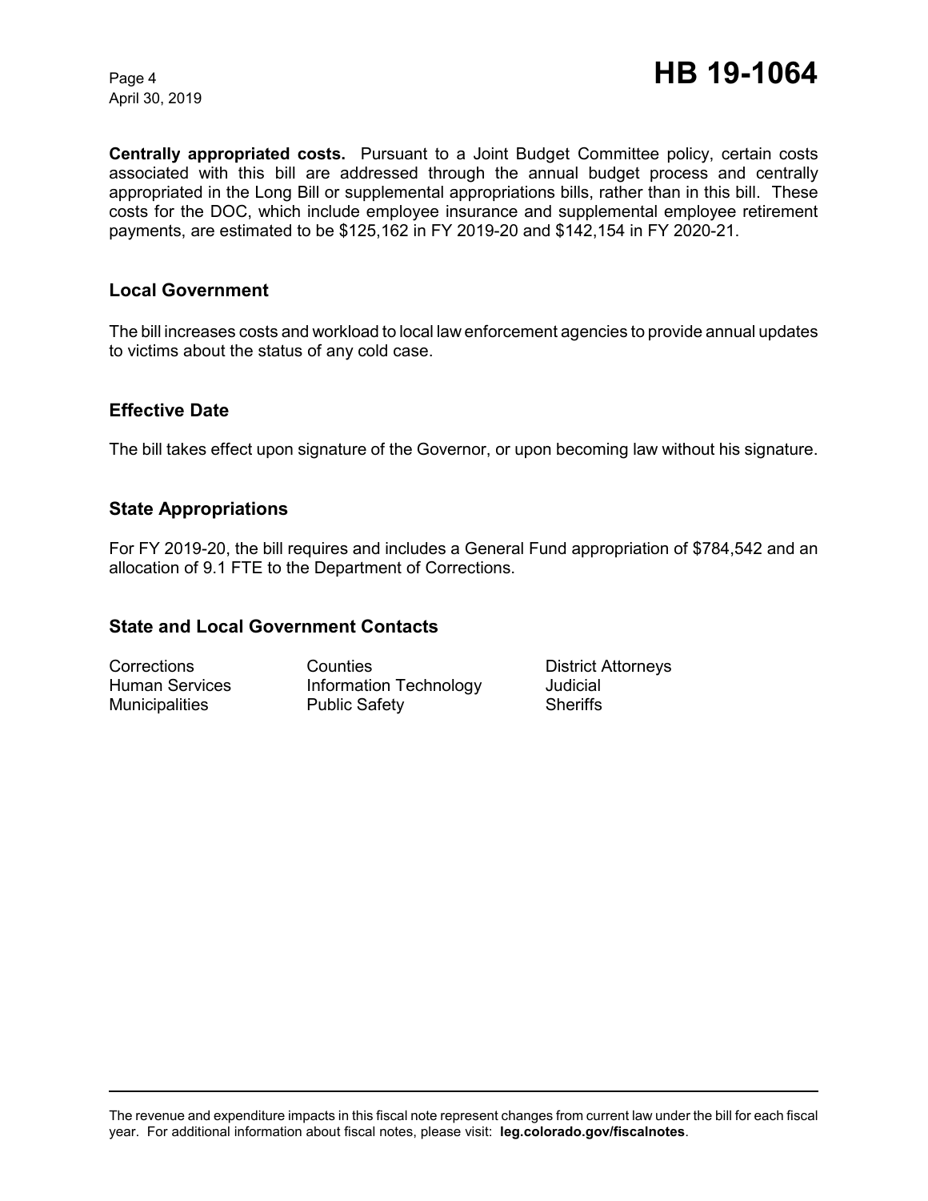**Centrally appropriated costs.** Pursuant to a Joint Budget Committee policy, certain costs associated with this bill are addressed through the annual budget process and centrally appropriated in the Long Bill or supplemental appropriations bills, rather than in this bill. These costs for the DOC, which include employee insurance and supplemental employee retirement payments, are estimated to be $125,162 in FY 2019-20 and $142,154 in FY 2020-21.

## Local Government

The bill increases costs and workload to local law enforcement agencies to provide annual updates to victims about the status of any cold case.

## Effective Date

The bill takes effect upon signature of the Governor, or upon becoming law without his signature.

## State Appropriations

For FY 2019-20, the bill requires and includes a General Fund appropriation of $784,542 and an allocation of 9.1 FTE to the Department of Corrections.

## State and Local Government Contacts

| | | |
|---|---|---|
| Corrections | Counties | District Attorneys |
| Human Services | Information Technology | Judicial |
| Municipalities | Public Safety | Sheriffs |

The revenue and expenditure impacts in this fiscal note represent changes from current law under the bill for each fiscal year. For additional information about fiscal notes, please visit: **leg.colorado.gov/fiscalnotes**.